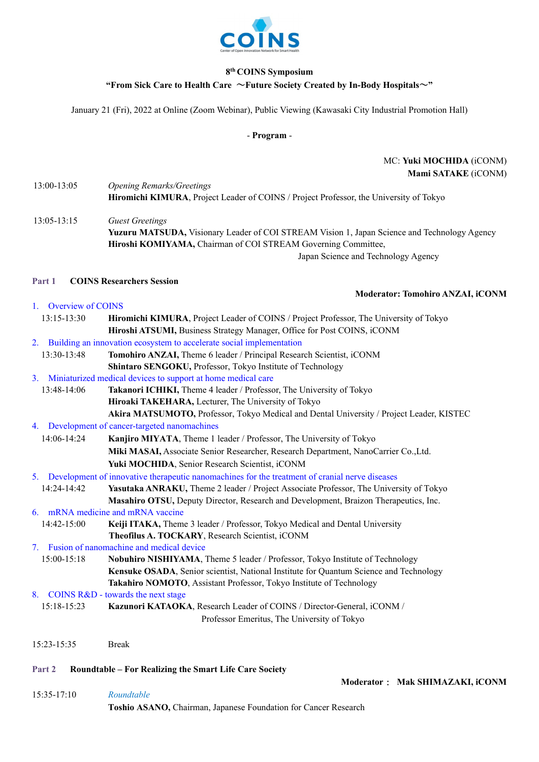COINS

Center of Open Innovation Network for Smart Health

**8th COINS Symposium**

**"From Sick Care to Health Care 〜Future Society Created by In-Body Hospitals〜"**

January 21 (Fri), 2022 at Online (Zoom Webinar), Public Viewing (Kawasaki City Industrial Promotion Hall)

**- Program -**

MC: **Yuki MOCHIDA** (iCONM)
**Mami SATAKE** (iCONM)

13:00-13:05 *Opening Remarks/Greetings*
**Hiromichi KIMURA**, Project Leader of COINS / Project Professor, the University of Tokyo

13:05-13:15 *Guest Greetings*
**Yuzuru MATSUDA,** Visionary Leader of COI STREAM Vision 1, Japan Science and Technology Agency
**Hiroshi KOMIYAMA,** Chairman of COI STREAM Governing Committee, Japan Science and Technology Agency

## Part 1 COINS Researchers Session

**Moderator: Tomohiro ANZAI, iCONM**

1. Overview of COINS
   13:15-13:30 **Hiromichi KIMURA**, Project Leader of COINS / Project Professor, The University of Tokyo
   **Hiroshi ATSUMI,** Business Strategy Manager, Office for Post COINS, iCONM
2. Building an innovation ecosystem to accelerate social implementation
   13:30-13:48 **Tomohiro ANZAI,** Theme 6 leader / Principal Research Scientist, iCONM
   **Shintaro SENGOKU,** Professor, Tokyo Institute of Technology
3. Miniaturized medical devices to support at home medical care
   13:48-14:06 **Takanori ICHIKI,** Theme 4 leader / Professor, The University of Tokyo
   **Hiroaki TAKEHARA,** Lecturer, The University of Tokyo
   **Akira MATSUMOTO,** Professor, Tokyo Medical and Dental University / Project Leader, KISTEC
4. Development of cancer-targeted nanomachines
   14:06-14:24 **Kanjiro MIYATA**, Theme 1 leader / Professor, The University of Tokyo
   **Miki MASAI,** Associate Senior Researcher, Research Department, NanoCarrier Co.,Ltd.
   **Yuki MOCHIDA**, Senior Research Scientist, iCONM
5. Development of innovative therapeutic nanomachines for the treatment of cranial nerve diseases
   14:24-14:42 **Yasutaka ANRAKU,** Theme 2 leader / Project Associate Professor, The University of Tokyo
   **Masahiro OTSU,** Deputy Director, Research and Development, Braizon Therapeutics, Inc.
6. mRNA medicine and mRNA vaccine
   14:42-15:00 **Keiji ITAKA,** Theme 3 leader / Professor, Tokyo Medical and Dental University
   **Theofilus A. TOCKARY**, Research Scientist, iCONM
7. Fusion of nanomachine and medical device
   15:00-15:18 **Nobuhiro NISHIYAMA**, Theme 5 leader / Professor, Tokyo Institute of Technology
   **Kensuke OSADA**, Senior scientist, National Institute for Quantum Science and Technology
   **Takahiro NOMOTO**, Assistant Professor, Tokyo Institute of Technology
8. COINS R&D - towards the next stage
   15:18-15:23 **Kazunori KATAOKA**, Research Leader of COINS / Director-General, iCONM / Professor Emeritus, The University of Tokyo

15:23-15:35 Break

## Part 2 Roundtable – For Realizing the Smart Life Care Society

**Moderator： Mak SHIMAZAKI, iCONM**

15:35-17:10 *Roundtable*
**Toshio ASANO,** Chairman, Japanese Foundation for Cancer Research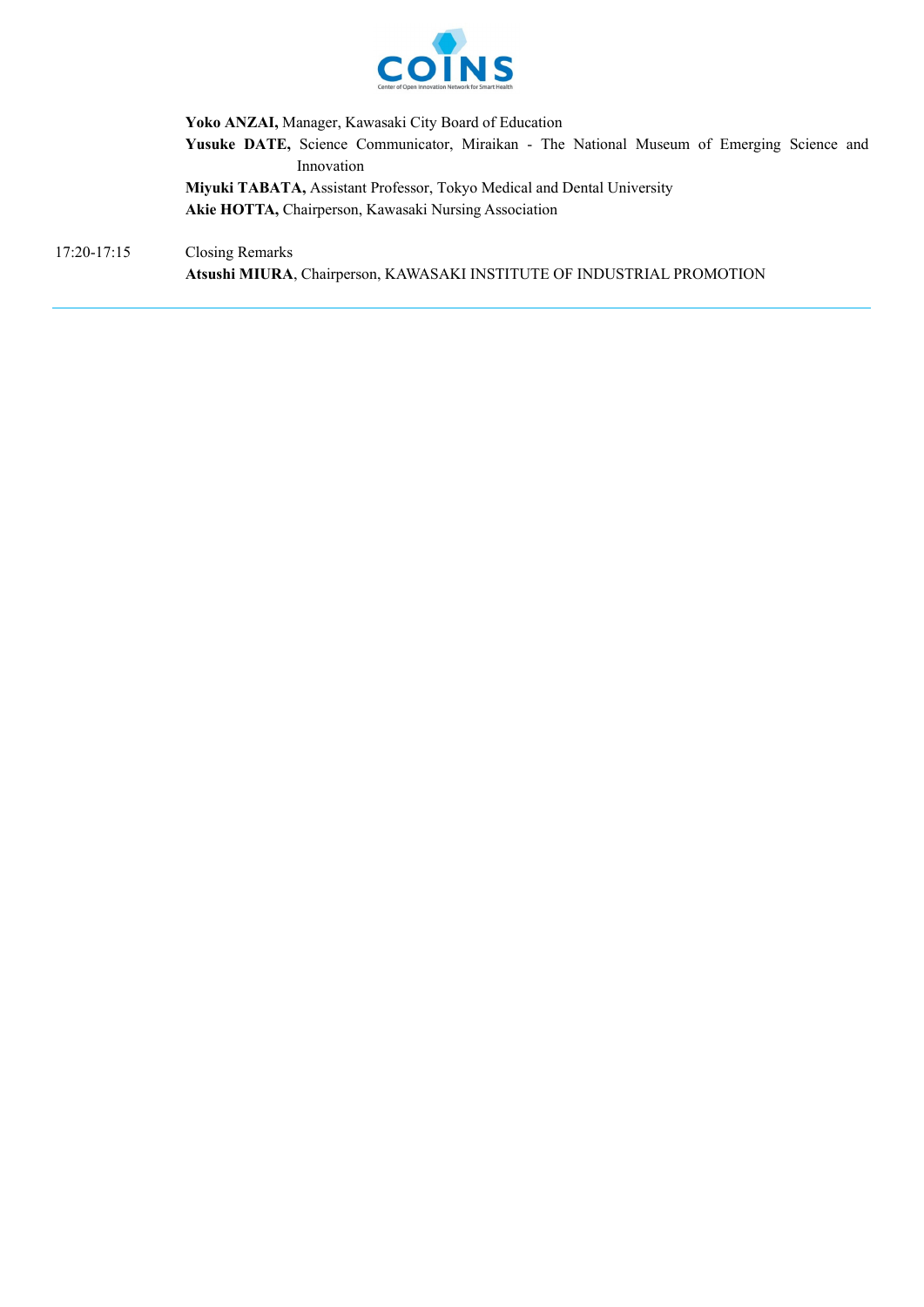**Yoko ANZAI,** Manager, Kawasaki City Board of Education
**Yusuke DATE,** Science Communicator, Miraikan - The National Museum of Emerging Science and Innovation
**Miyuki TABATA,** Assistant Professor, Tokyo Medical and Dental University
**Akie HOTTA,** Chairperson, Kawasaki Nursing Association

17:20-17:15 Closing Remarks
**Atsushi MIURA**, Chairperson, KAWASAKI INSTITUTE OF INDUSTRIAL PROMOTION